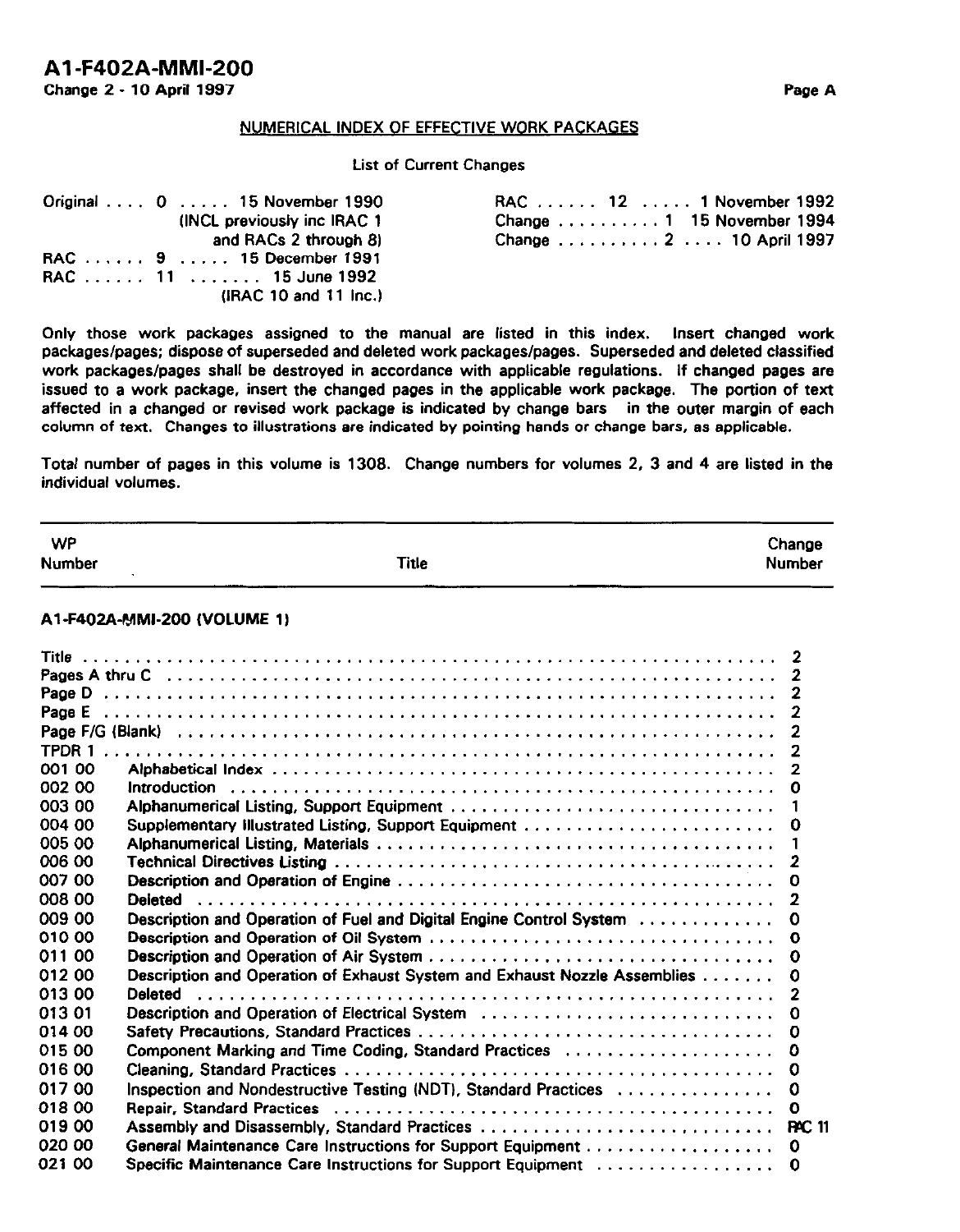## NUMERICAL INDEX OF EFFECTIVE WORK PACKAGES

List of Current Changes

Original . . . . 0 . . . . . 15 November 1990 (INCL previously inc IRAC 1 and RACs 2 through 8)
RAC . . . . . . 9 . . . . . 15 December 1991
RAC . . . . . . 11 . . . . . . . 15 June 1992 (IRAC 10 and 11 Inc.)
RAC . . . . . . 12 . . . . . 1 November 1992
Change . . . . . . . . . . 1 15 November 1994
Change . . . . . . . . . . 2 . . . . 10 April 1997

Only those work packages assigned to the manual are listed in this index. Insert changed work packages/pages; dispose of superseded and deleted work packages/pages. Superseded and deleted classified work packages/pages shall be destroyed in accordance with applicable regulations. If changed pages are issued to a work package, insert the changed pages in the applicable work package. The portion of text affected in a changed or revised work package is indicated by change bars in the outer margin of each column of text. Changes to illustrations are indicated by pointing hands or change bars, as applicable.

Total number of pages in this volume is 1308. Change numbers for volumes 2, 3 and 4 are listed in the individual volumes.

| WP Number | Title | Change Number |
|---|---|---|
| **A1-F402A-MMI-200 (VOLUME 1)** | | |
| Title | | 2 |
| Pages A thru C | | 2 |
| Page D | | 2 |
| Page E | | 2 |
| Page F/G (Blank) | | 2 |
| TPDR 1 | | 2 |
| 001 00 | Alphabetical Index | 2 |
| 002 00 | Introduction | 0 |
| 003 00 | Alphanumerical Listing, Support Equipment | 1 |
| 004 00 | Supplementary Illustrated Listing, Support Equipment | 0 |
| 005 00 | Alphanumerical Listing, Materials | 1 |
| 006 00 | Technical Directives Listing | 2 |
| 007 00 | Description and Operation of Engine | 0 |
| 008 00 | Deleted | 2 |
| 009 00 | Description and Operation of Fuel and Digital Engine Control System | 0 |
| 010 00 | Description and Operation of Oil System | 0 |
| 011 00 | Description and Operation of Air System | 0 |
| 012 00 | Description and Operation of Exhaust System and Exhaust Nozzle Assemblies | 0 |
| 013 00 | Deleted | 2 |
| 013 01 | Description and Operation of Electrical System | 0 |
| 014 00 | Safety Precautions, Standard Practices | 0 |
| 015 00 | Component Marking and Time Coding, Standard Practices | 0 |
| 016 00 | Cleaning, Standard Practices | 0 |
| 017 00 | Inspection and Nondestructive Testing (NDT), Standard Practices | 0 |
| 018 00 | Repair, Standard Practices | 0 |
| 019 00 | Assembly and Disassembly, Standard Practices | RAC 11 |
| 020 00 | General Maintenance Care Instructions for Support Equipment | 0 |
| 021 00 | Specific Maintenance Care Instructions for Support Equipment | 0 |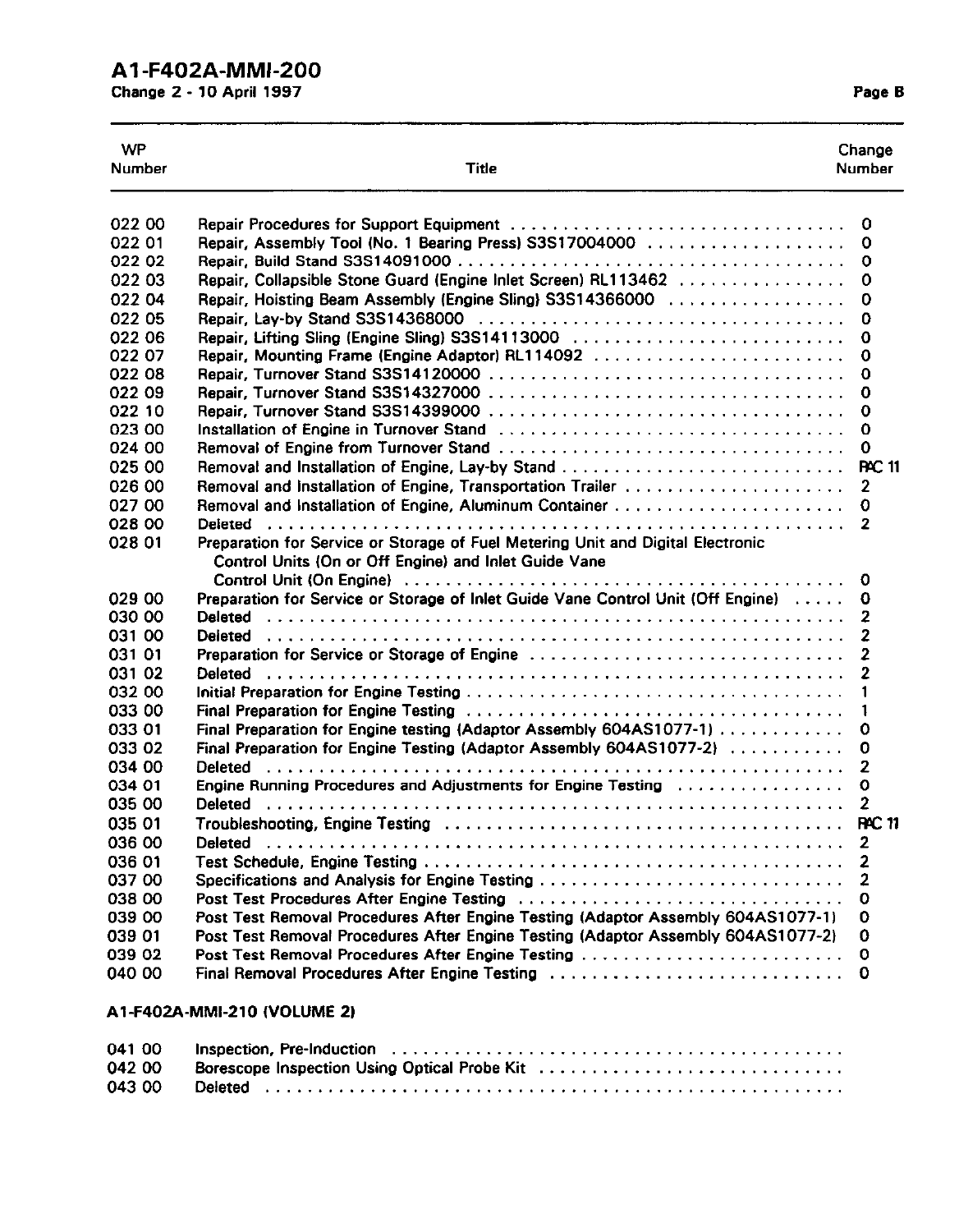| WP Number | Title | Change Number |
|---|---|---|
| 022 00 | Repair Procedures for Support Equipment | 0 |
| 022 01 | Repair, Assembly Tool (No. 1 Bearing Press) S3S17004000 | 0 |
| 022 02 | Repair, Build Stand S3S14091000 | 0 |
| 022 03 | Repair, Collapsible Stone Guard (Engine Inlet Screen) RL113462 | 0 |
| 022 04 | Repair, Hoisting Beam Assembly (Engine Sling) S3S14366000 | 0 |
| 022 05 | Repair, Lay-by Stand S3S14368000 | 0 |
| 022 06 | Repair, Lifting Sling (Engine Sling) S3S14113000 | 0 |
| 022 07 | Repair, Mounting Frame (Engine Adaptor) RL114092 | 0 |
| 022 08 | Repair, Turnover Stand S3S14120000 | 0 |
| 022 09 | Repair, Turnover Stand S3S14327000 | 0 |
| 022 10 | Repair, Turnover Stand S3S14399000 | 0 |
| 023 00 | Installation of Engine in Turnover Stand | 0 |
| 024 00 | Removal of Engine from Turnover Stand | 0 |
| 025 00 | Removal and Installation of Engine, Lay-by Stand | RAC 11 |
| 026 00 | Removal and Installation of Engine, Transportation Trailer | 2 |
| 027 00 | Removal and Installation of Engine, Aluminum Container | 0 |
| 028 00 | Deleted | 2 |
| 028 01 | Preparation for Service or Storage of Fuel Metering Unit and Digital Electronic Control Units (On or Off Engine) and Inlet Guide Vane Control Unit (On Engine) | 0 |
| 029 00 | Preparation for Service or Storage of Inlet Guide Vane Control Unit (Off Engine) | 0 |
| 030 00 | Deleted | 2 |
| 031 00 | Deleted | 2 |
| 031 01 | Preparation for Service or Storage of Engine | 2 |
| 031 02 | Deleted | 2 |
| 032 00 | Initial Preparation for Engine Testing | 1 |
| 033 00 | Final Preparation for Engine Testing | 1 |
| 033 01 | Final Preparation for Engine testing (Adaptor Assembly 604AS1077-1) | 0 |
| 033 02 | Final Preparation for Engine Testing (Adaptor Assembly 604AS1077-2) | 0 |
| 034 00 | Deleted | 2 |
| 034 01 | Engine Running Procedures and Adjustments for Engine Testing | 0 |
| 035 00 | Deleted | 2 |
| 035 01 | Troubleshooting, Engine Testing | RAC 11 |
| 036 00 | Deleted | 2 |
| 036 01 | Test Schedule, Engine Testing | 2 |
| 037 00 | Specifications and Analysis for Engine Testing | 2 |
| 038 00 | Post Test Procedures After Engine Testing | 0 |
| 039 00 | Post Test Removal Procedures After Engine Testing (Adaptor Assembly 604AS1077-1) | 0 |
| 039 01 | Post Test Removal Procedures After Engine Testing (Adaptor Assembly 604AS1077-2) | 0 |
| 039 02 | Post Test Removal Procedures After Engine Testing | 0 |
| 040 00 | Final Removal Procedures After Engine Testing | 0 |

**A1-F402A-MMI-210 (VOLUME 2)**

| WP Number | Title | Change Number |
|---|---|---|
| 041 00 | Inspection, Pre-Induction | |
| 042 00 | Borescope Inspection Using Optical Probe Kit | |
| 043 00 | Deleted | |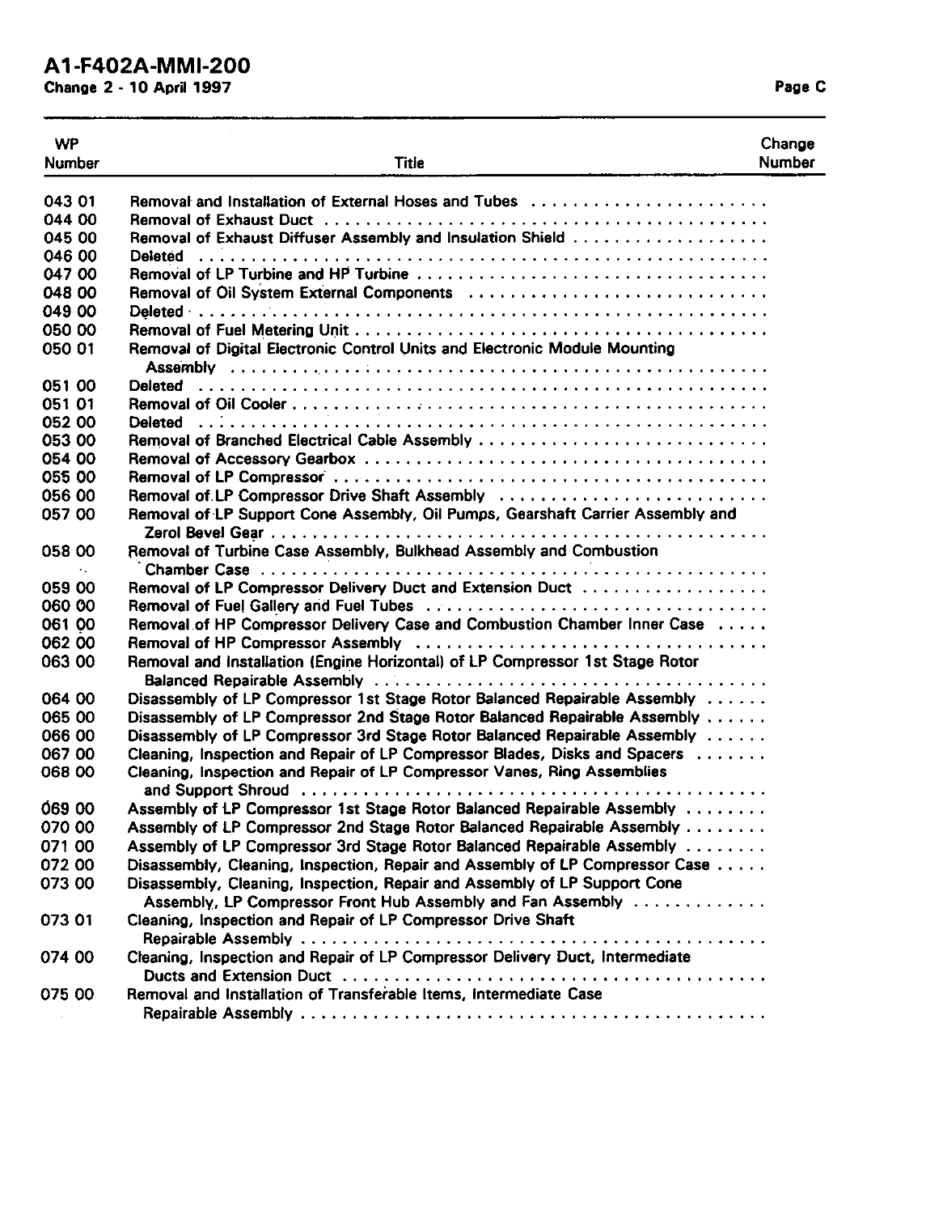| WP Number | Title | Change Number |
|---|---|---|
| 043 01 | Removal and Installation of External Hoses and Tubes | |
| 044 00 | Removal of Exhaust Duct | |
| 045 00 | Removal of Exhaust Diffuser Assembly and Insulation Shield | |
| 046 00 | Deleted | |
| 047 00 | Removal of LP Turbine and HP Turbine | |
| 048 00 | Removal of Oil System External Components | |
| 049 00 | Deleted | |
| 050 00 | Removal of Fuel Metering Unit | |
| 050 01 | Removal of Digital Electronic Control Units and Electronic Module Mounting Assembly | |
| 051 00 | Deleted | |
| 051 01 | Removal of Oil Cooler | |
| 052 00 | Deleted | |
| 053 00 | Removal of Branched Electrical Cable Assembly | |
| 054 00 | Removal of Accessory Gearbox | |
| 055 00 | Removal of LP Compressor | |
| 056 00 | Removal of LP Compressor Drive Shaft Assembly | |
| 057 00 | Removal of LP Support Cone Assembly, Oil Pumps, Gearshaft Carrier Assembly and Zerol Bevel Gear | |
| 058 00 | Removal of Turbine Case Assembly, Bulkhead Assembly and Combustion Chamber Case | |
| 059 00 | Removal of LP Compressor Delivery Duct and Extension Duct | |
| 060 00 | Removal of Fuel Gallery and Fuel Tubes | |
| 061 00 | Removal of HP Compressor Delivery Case and Combustion Chamber Inner Case | |
| 062 00 | Removal of HP Compressor Assembly | |
| 063 00 | Removal and Installation (Engine Horizontal) of LP Compressor 1st Stage Rotor Balanced Repairable Assembly | |
| 064 00 | Disassembly of LP Compressor 1st Stage Rotor Balanced Repairable Assembly | |
| 065 00 | Disassembly of LP Compressor 2nd Stage Rotor Balanced Repairable Assembly | |
| 066 00 | Disassembly of LP Compressor 3rd Stage Rotor Balanced Repairable Assembly | |
| 067 00 | Cleaning, Inspection and Repair of LP Compressor Blades, Disks and Spacers | |
| 068 00 | Cleaning, Inspection and Repair of LP Compressor Vanes, Ring Assemblies and Support Shroud | |
| 069 00 | Assembly of LP Compressor 1st Stage Rotor Balanced Repairable Assembly | |
| 070 00 | Assembly of LP Compressor 2nd Stage Rotor Balanced Repairable Assembly | |
| 071 00 | Assembly of LP Compressor 3rd Stage Rotor Balanced Repairable Assembly | |
| 072 00 | Disassembly, Cleaning, Inspection, Repair and Assembly of LP Compressor Case | |
| 073 00 | Disassembly, Cleaning, Inspection, Repair and Assembly of LP Support Cone Assembly, LP Compressor Front Hub Assembly and Fan Assembly | |
| 073 01 | Cleaning, Inspection and Repair of LP Compressor Drive Shaft Repairable Assembly | |
| 074 00 | Cleaning, Inspection and Repair of LP Compressor Delivery Duct, Intermediate Ducts and Extension Duct | |
| 075 00 | Removal and Installation of Transferable Items, Intermediate Case Repairable Assembly | |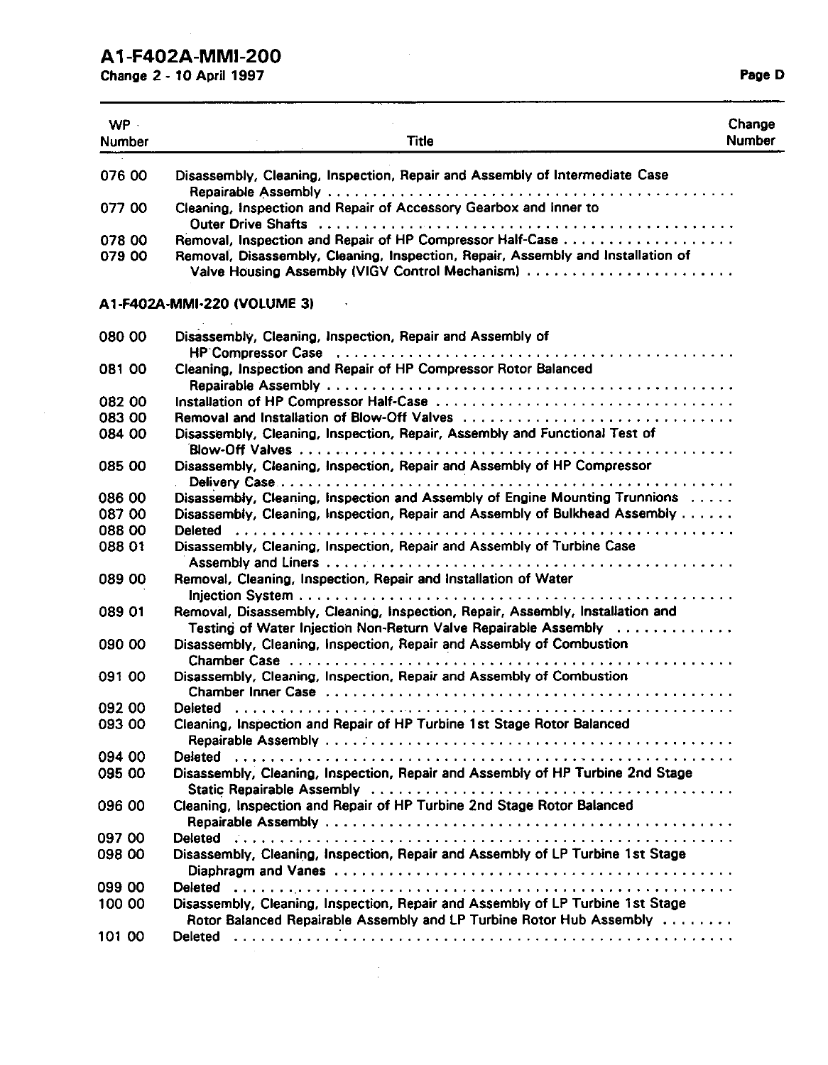| WP Number | Title | Change Number |
|---|---|---|
| 076 00 | Disassembly, Cleaning, Inspection, Repair and Assembly of Intermediate Case Repairable Assembly | |
| 077 00 | Cleaning, Inspection and Repair of Accessory Gearbox and Inner to Outer Drive Shafts | |
| 078 00 | Removal, Inspection and Repair of HP Compressor Half-Case | |
| 079 00 | Removal, Disassembly, Cleaning, Inspection, Repair, Assembly and Installation of Valve Housing Assembly (VIGV Control Mechanism) | |

**A1-F402A-MMI-220 (VOLUME 3)**

| WP Number | Title | Change Number |
|---|---|---|
| 080 00 | Disassembly, Cleaning, Inspection, Repair and Assembly of HP Compressor Case | |
| 081 00 | Cleaning, Inspection and Repair of HP Compressor Rotor Balanced Repairable Assembly | |
| 082 00 | Installation of HP Compressor Half-Case | |
| 083 00 | Removal and Installation of Blow-Off Valves | |
| 084 00 | Disassembly, Cleaning, Inspection, Repair, Assembly and Functional Test of Blow-Off Valves | |
| 085 00 | Disassembly, Cleaning, Inspection, Repair and Assembly of HP Compressor Delivery Case | |
| 086 00 | Disassembly, Cleaning, Inspection and Assembly of Engine Mounting Trunnions | |
| 087 00 | Disassembly, Cleaning, Inspection, Repair and Assembly of Bulkhead Assembly | |
| 088 00 | Deleted | |
| 088 01 | Disassembly, Cleaning, Inspection, Repair and Assembly of Turbine Case Assembly and Liners | |
| 089 00 | Removal, Cleaning, Inspection, Repair and Installation of Water Injection System | |
| 089 01 | Removal, Disassembly, Cleaning, Inspection, Repair, Assembly, Installation and Testing of Water Injection Non-Return Valve Repairable Assembly | |
| 090 00 | Disassembly, Cleaning, Inspection, Repair and Assembly of Combustion Chamber Case | |
| 091 00 | Disassembly, Cleaning, Inspection, Repair and Assembly of Combustion Chamber Inner Case | |
| 092 00 | Deleted | |
| 093 00 | Cleaning, Inspection and Repair of HP Turbine 1st Stage Rotor Balanced Repairable Assembly | |
| 094 00 | Deleted | |
| 095 00 | Disassembly, Cleaning, Inspection, Repair and Assembly of HP Turbine 2nd Stage Static Repairable Assembly | |
| 096 00 | Cleaning, Inspection and Repair of HP Turbine 2nd Stage Rotor Balanced Repairable Assembly | |
| 097 00 | Deleted | |
| 098 00 | Disassembly, Cleaning, Inspection, Repair and Assembly of LP Turbine 1st Stage Diaphragm and Vanes | |
| 099 00 | Deleted | |
| 100 00 | Disassembly, Cleaning, Inspection, Repair and Assembly of LP Turbine 1st Stage Rotor Balanced Repairable Assembly and LP Turbine Rotor Hub Assembly | |
| 101 00 | Deleted | |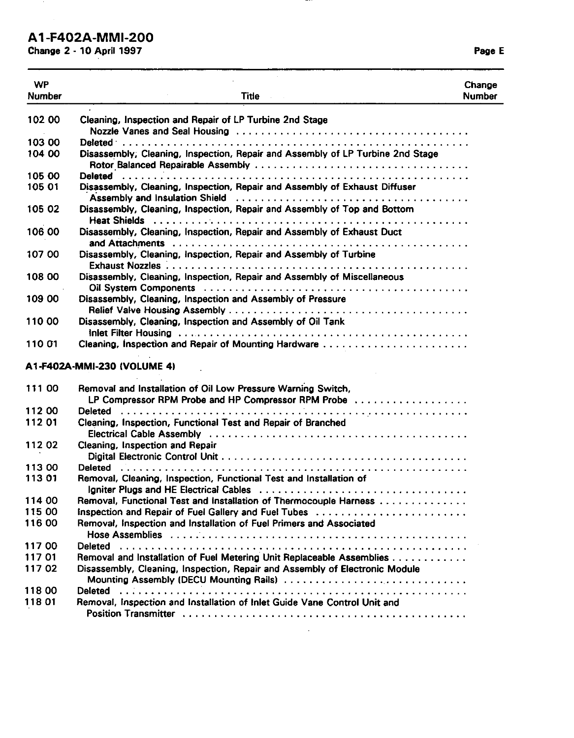| WP Number | Title | Change Number |
|---|---|---|
| 102 00 | Cleaning, Inspection and Repair of LP Turbine 2nd Stage Nozzle Vanes and Seal Housing | |
| 103 00 | Deleted | |
| 104 00 | Disassembly, Cleaning, Inspection, Repair and Assembly of LP Turbine 2nd Stage Rotor Balanced Repairable Assembly | |
| 105 00 | Deleted | |
| 105 01 | Disassembly, Cleaning, Inspection, Repair and Assembly of Exhaust Diffuser Assembly and Insulation Shield | |
| 105 02 | Disassembly, Cleaning, Inspection, Repair and Assembly of Top and Bottom Heat Shields | |
| 106 00 | Disassembly, Cleaning, Inspection, Repair and Assembly of Exhaust Duct and Attachments | |
| 107 00 | Disassembly, Cleaning, Inspection, Repair and Assembly of Turbine Exhaust Nozzles | |
| 108 00 | Disassembly, Cleaning, Inspection, Repair and Assembly of Miscellaneous Oil System Components | |
| 109 00 | Disassembly, Cleaning, Inspection and Assembly of Pressure Relief Valve Housing Assembly | |
| 110 00 | Disassembly, Cleaning, Inspection and Assembly of Oil Tank Inlet Filter Housing | |
| 110 01 | Cleaning, Inspection and Repair of Mounting Hardware | |

**A1-F402A-MMI-230 (VOLUME 4)**

| WP Number | Title | Change Number |
|---|---|---|
| 111 00 | Removal and Installation of Oil Low Pressure Warning Switch, LP Compressor RPM Probe and HP Compressor RPM Probe | |
| 112 00 | Deleted | |
| 112 01 | Cleaning, Inspection, Functional Test and Repair of Branched Electrical Cable Assembly | |
| 112 02 | Cleaning, Inspection and Repair Digital Electronic Control Unit | |
| 113 00 | Deleted | |
| 113 01 | Removal, Cleaning, Inspection, Functional Test and Installation of Igniter Plugs and HE Electrical Cables | |
| 114 00 | Removal, Functional Test and Installation of Thermocouple Harness | |
| 115 00 | Inspection and Repair of Fuel Gallery and Fuel Tubes | |
| 116 00 | Removal, Inspection and Installation of Fuel Primers and Associated Hose Assemblies | |
| 117 00 | Deleted | |
| 117 01 | Removal and Installation of Fuel Metering Unit Replaceable Assemblies | |
| 117 02 | Disassembly, Cleaning, Inspection, Repair and Assembly of Electronic Module Mounting Assembly (DECU Mounting Rails) | |
| 118 00 | Deleted | |
| 118 01 | Removal, Inspection and Installation of Inlet Guide Vane Control Unit and Position Transmitter | |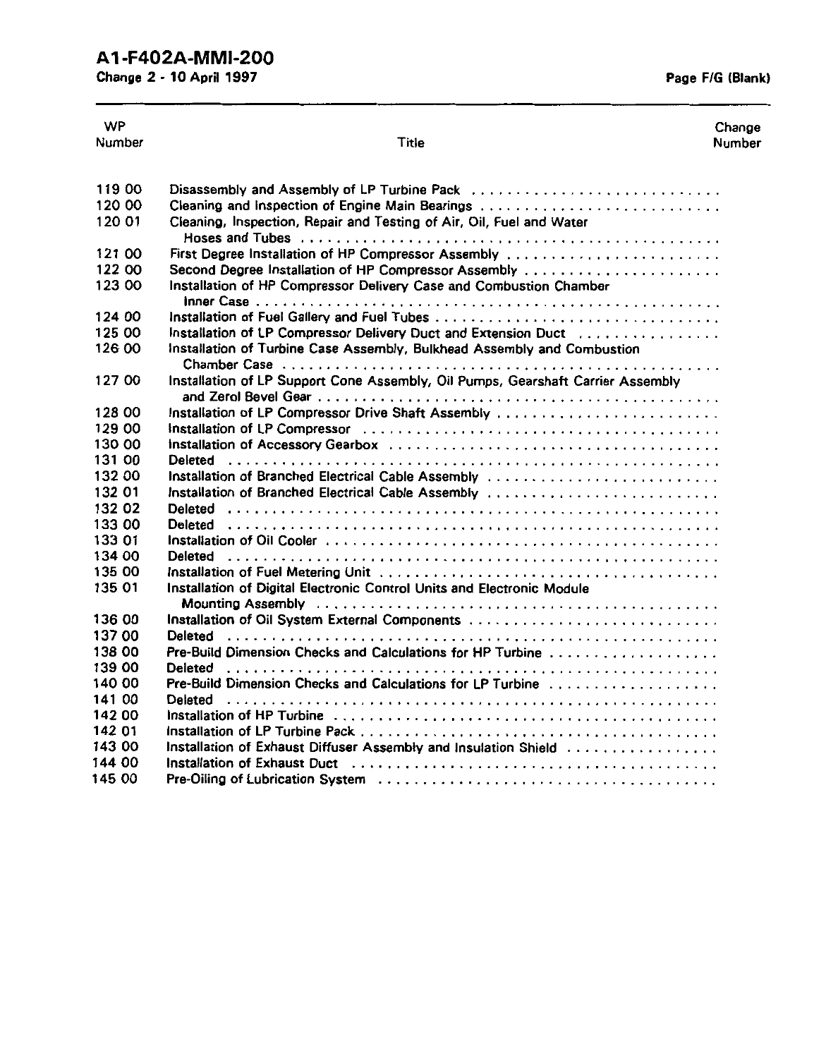| WP Number | Title | Change Number |
|---|---|---|
| 119 00 | Disassembly and Assembly of LP Turbine Pack | |
| 120 00 | Cleaning and Inspection of Engine Main Bearings | |
| 120 01 | Cleaning, Inspection, Repair and Testing of Air, Oil, Fuel and Water Hoses and Tubes | |
| 121 00 | First Degree Installation of HP Compressor Assembly | |
| 122 00 | Second Degree Installation of HP Compressor Assembly | |
| 123 00 | Installation of HP Compressor Delivery Case and Combustion Chamber Inner Case | |
| 124 00 | Installation of Fuel Gallery and Fuel Tubes | |
| 125 00 | Installation of LP Compressor Delivery Duct and Extension Duct | |
| 126 00 | Installation of Turbine Case Assembly, Bulkhead Assembly and Combustion Chamber Case | |
| 127 00 | Installation of LP Support Cone Assembly, Oil Pumps, Gearshaft Carrier Assembly and Zerol Bevel Gear | |
| 128 00 | Installation of LP Compressor Drive Shaft Assembly | |
| 129 00 | Installation of LP Compressor | |
| 130 00 | Installation of Accessory Gearbox | |
| 131 00 | Deleted | |
| 132 00 | Installation of Branched Electrical Cable Assembly | |
| 132 01 | Installation of Branched Electrical Cable Assembly | |
| 132 02 | Deleted | |
| 133 00 | Deleted | |
| 133 01 | Installation of Oil Cooler | |
| 134 00 | Deleted | |
| 135 00 | Installation of Fuel Metering Unit | |
| 135 01 | Installation of Digital Electronic Control Units and Electronic Module Mounting Assembly | |
| 136 00 | Installation of Oil System External Components | |
| 137 00 | Deleted | |
| 138 00 | Pre-Build Dimension Checks and Calculations for HP Turbine | |
| 139 00 | Deleted | |
| 140 00 | Pre-Build Dimension Checks and Calculations for LP Turbine | |
| 141 00 | Deleted | |
| 142 00 | Installation of HP Turbine | |
| 142 01 | Installation of LP Turbine Pack | |
| 143 00 | Installation of Exhaust Diffuser Assembly and Insulation Shield | |
| 144 00 | Installation of Exhaust Duct | |
| 145 00 | Pre-Oiling of Lubrication System | |